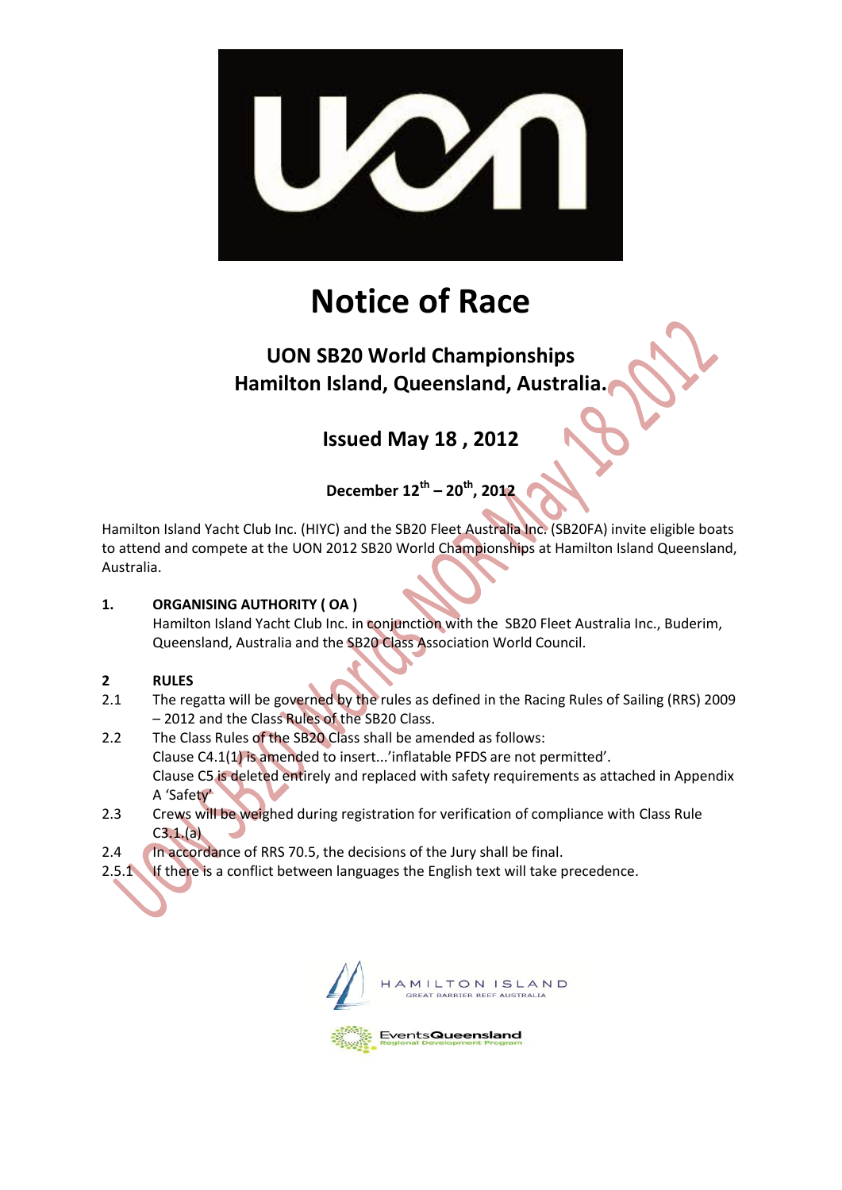# Notice of Race

## UON SB20 World Championships
## Hamilton Island, Queensland, Australia.

## Issued May 18 , 2012

**December 12th – 20th, 2012**

Hamilton Island Yacht Club Inc. (HIYC) and the SB20 Fleet Australia Inc. (SB20FA) invite eligible boats to attend and compete at the UON 2012 SB20 World Championships at Hamilton Island Queensland, Australia.

**1. ORGANISING AUTHORITY ( OA )**

Hamilton Island Yacht Club Inc. in conjunction with the SB20 Fleet Australia Inc., Buderim, Queensland, Australia and the SB20 Class Association World Council.

**2 RULES**

2.1 The regatta will be governed by the rules as defined in the Racing Rules of Sailing (RRS) 2009 – 2012 and the Class Rules of the SB20 Class.

2.2 The Class Rules of the SB20 Class shall be amended as follows:
Clause C4.1(1) is amended to insert...'inflatable PFDS are not permitted'.
Clause C5 is deleted entirely and replaced with safety requirements as attached in Appendix A 'Safety'

2.3 Crews will be weighed during registration for verification of compliance with Class Rule C3.1.(a)

2.4 In accordance of RRS 70.5, the decisions of the Jury shall be final.

2.5.1 If there is a conflict between languages the English text will take precedence.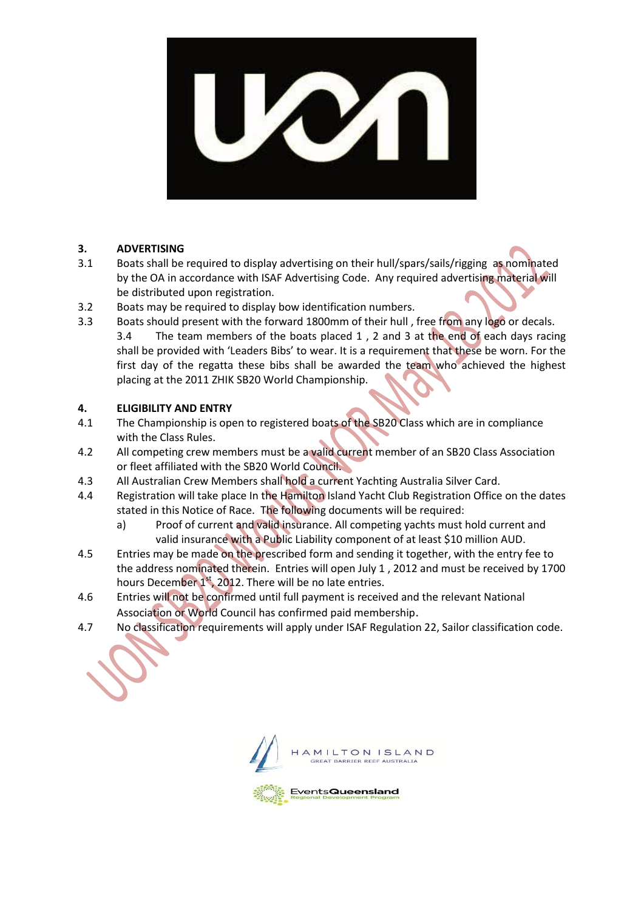## 3. ADVERTISING

3.1 Boats shall be required to display advertising on their hull/spars/sails/rigging as nominated by the OA in accordance with ISAF Advertising Code. Any required advertising material will be distributed upon registration.

3.2 Boats may be required to display bow identification numbers.

3.3 Boats should present with the forward 1800mm of their hull , free from any logo or decals.

3.4 The team members of the boats placed 1 , 2 and 3 at the end of each days racing shall be provided with 'Leaders Bibs' to wear. It is a requirement that these be worn. For the first day of the regatta these bibs shall be awarded the team who achieved the highest placing at the 2011 ZHIK SB20 World Championship.

## 4. ELIGIBILITY AND ENTRY

4.1 The Championship is open to registered boats of the SB20 Class which are in compliance with the Class Rules.

4.2 All competing crew members must be a valid current member of an SB20 Class Association or fleet affiliated with the SB20 World Council.

4.3 All Australian Crew Members shall hold a current Yachting Australia Silver Card.

4.4 Registration will take place In the Hamilton Island Yacht Club Registration Office on the dates stated in this Notice of Race. The following documents will be required:

a) Proof of current and valid insurance. All competing yachts must hold current and valid insurance with a Public Liability component of at least $10 million AUD.

4.5 Entries may be made on the prescribed form and sending it together, with the entry fee to the address nominated therein. Entries will open July 1 , 2012 and must be received by 1700 hours December 1st, 2012. There will be no late entries.

4.6 Entries will not be confirmed until full payment is received and the relevant National Association or World Council has confirmed paid membership.

4.7 No classification requirements will apply under ISAF Regulation 22, Sailor classification code.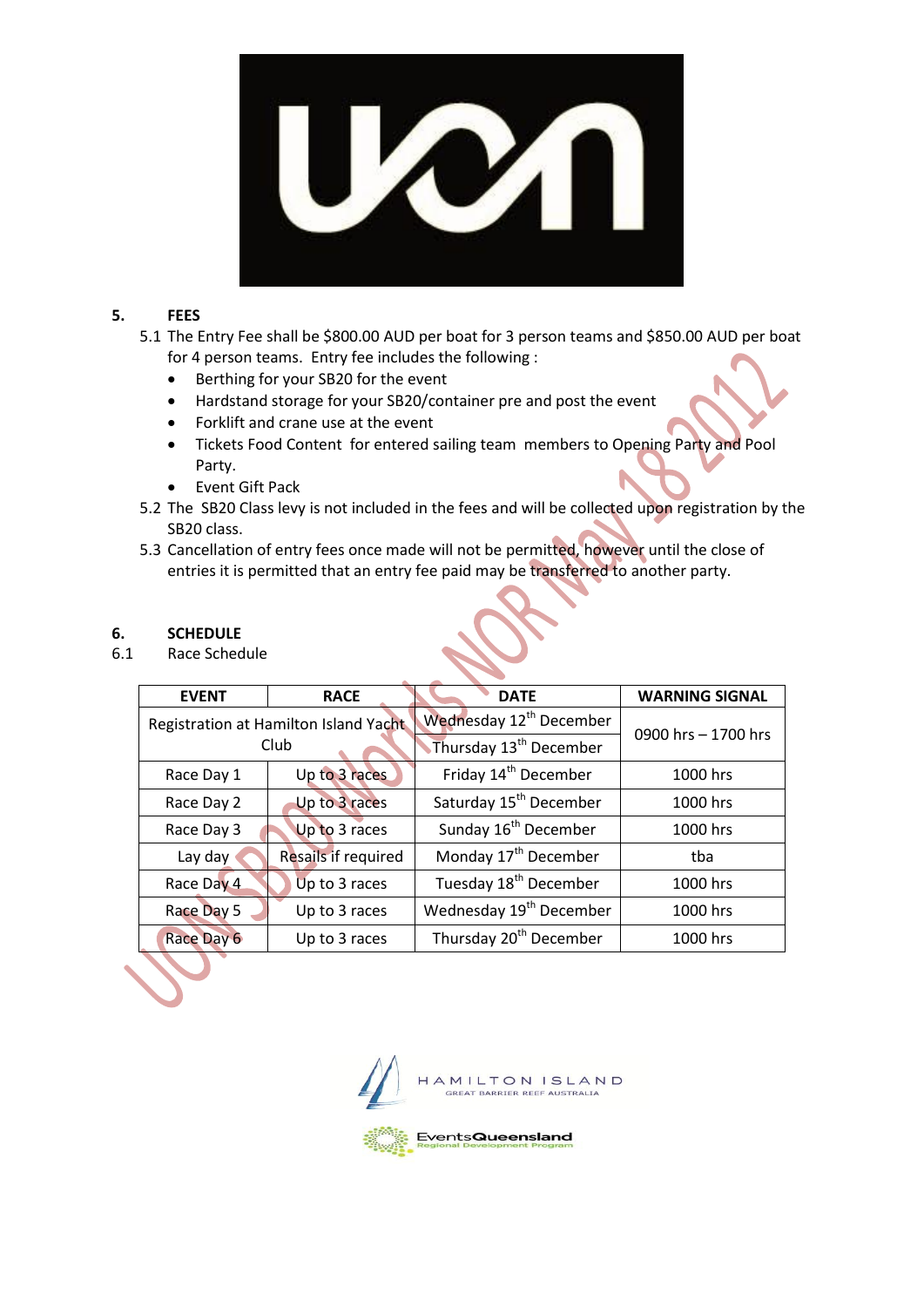## 5. FEES

5.1 The Entry Fee shall be $800.00 AUD per boat for 3 person teams and $850.00 AUD per boat for 4 person teams. Entry fee includes the following :

- Berthing for your SB20 for the event
- Hardstand storage for your SB20/container pre and post the event
- Forklift and crane use at the event
- Tickets Food Content for entered sailing team members to Opening Party and Pool Party.
- Event Gift Pack

5.2 The SB20 Class levy is not included in the fees and will be collected upon registration by the SB20 class.

5.3 Cancellation of entry fees once made will not be permitted, however until the close of entries it is permitted that an entry fee paid may be transferred to another party.

## 6. SCHEDULE

6.1 Race Schedule

| EVENT | RACE | DATE | WARNING SIGNAL |
|---|---|---|---|
| Registration at Hamilton Island Yacht Club | | Wednesday 12th December | 0900 hrs – 1700 hrs |
| | | Thursday 13th December | |
| Race Day 1 | Up to 3 races | Friday 14th December | 1000 hrs |
| Race Day 2 | Up to 3 races | Saturday 15th December | 1000 hrs |
| Race Day 3 | Up to 3 races | Sunday 16th December | 1000 hrs |
| Lay day | Resails if required | Monday 17th December | tba |
| Race Day 4 | Up to 3 races | Tuesday 18th December | 1000 hrs |
| Race Day 5 | Up to 3 races | Wednesday 19th December | 1000 hrs |
| Race Day 6 | Up to 3 races | Thursday 20th December | 1000 hrs |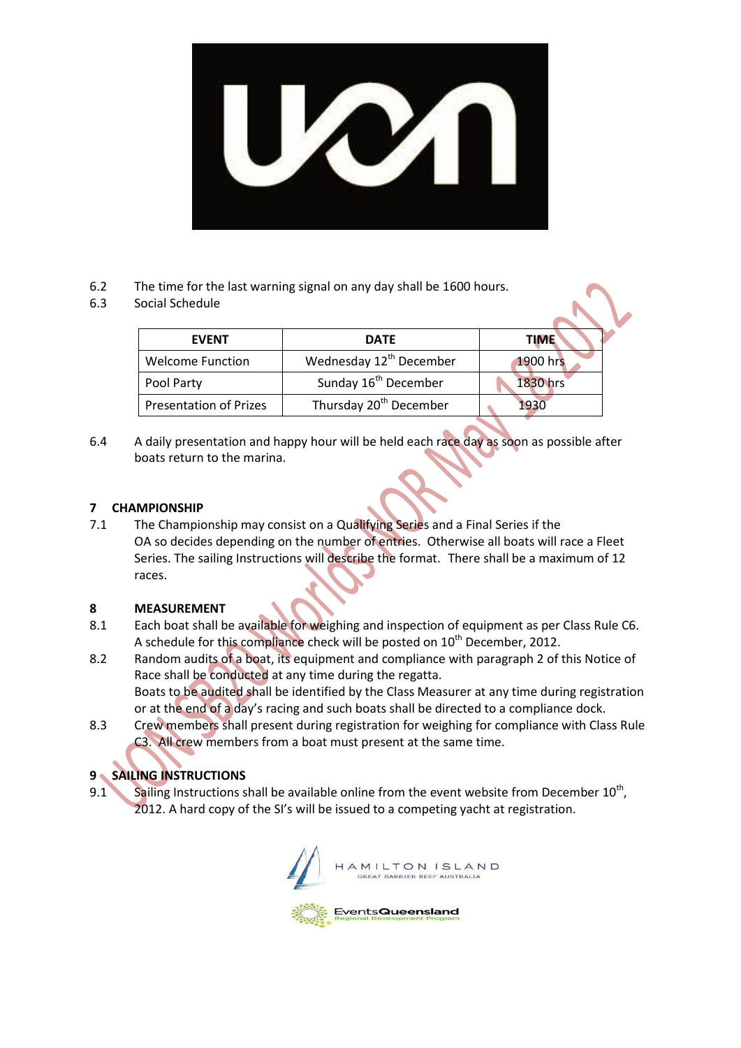6.2 The time for the last warning signal on any day shall be 1600 hours.

6.3 Social Schedule

| EVENT | DATE | TIME |
|---|---|---|
| Welcome Function | Wednesday 12th December | 1900 hrs |
| Pool Party | Sunday 16th December | 1830 hrs |
| Presentation of Prizes | Thursday 20th December | 1930 |

6.4 A daily presentation and happy hour will be held each race day as soon as possible after boats return to the marina.

## 7 CHAMPIONSHIP

7.1 The Championship may consist on a Qualifying Series and a Final Series if the OA so decides depending on the number of entries. Otherwise all boats will race a Fleet Series. The sailing Instructions will describe the format. There shall be a maximum of 12 races.

## 8 MEASUREMENT

8.1 Each boat shall be available for weighing and inspection of equipment as per Class Rule C6. A schedule for this compliance check will be posted on 10th December, 2012.

8.2 Random audits of a boat, its equipment and compliance with paragraph 2 of this Notice of Race shall be conducted at any time during the regatta.
Boats to be audited shall be identified by the Class Measurer at any time during registration or at the end of a day's racing and such boats shall be directed to a compliance dock.

8.3 Crew members shall present during registration for weighing for compliance with Class Rule C3. All crew members from a boat must present at the same time.

## 9 SAILING INSTRUCTIONS

9.1 Sailing Instructions shall be available online from the event website from December 10th, 2012. A hard copy of the SI's will be issued to a competing yacht at registration.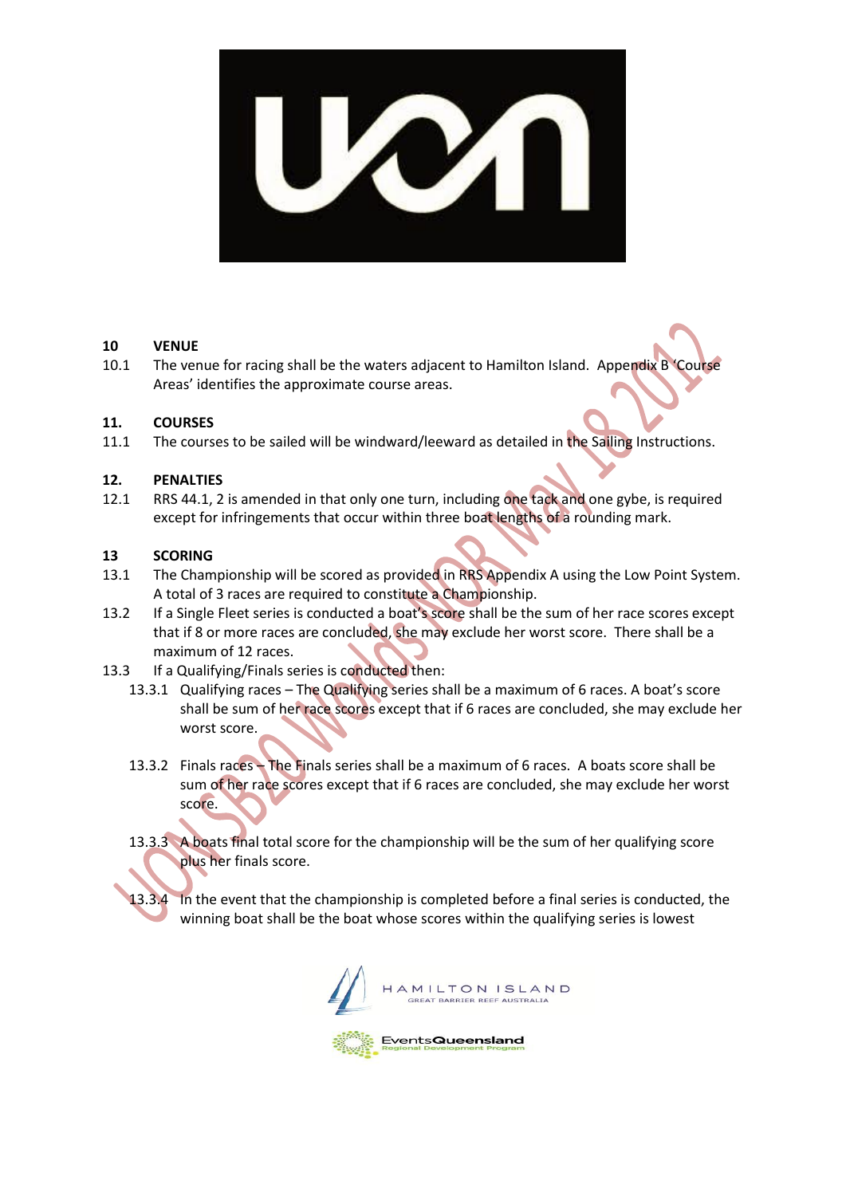## 10 VENUE

10.1 The venue for racing shall be the waters adjacent to Hamilton Island. Appendix B 'Course Areas' identifies the approximate course areas.

## 11. COURSES

11.1 The courses to be sailed will be windward/leeward as detailed in the Sailing Instructions.

## 12. PENALTIES

12.1 RRS 44.1, 2 is amended in that only one turn, including one tack and one gybe, is required except for infringements that occur within three boat lengths of a rounding mark.

## 13 SCORING

13.1 The Championship will be scored as provided in RRS Appendix A using the Low Point System. A total of 3 races are required to constitute a Championship.

13.2 If a Single Fleet series is conducted a boat's score shall be the sum of her race scores except that if 8 or more races are concluded, she may exclude her worst score. There shall be a maximum of 12 races.

13.3 If a Qualifying/Finals series is conducted then:

13.3.1 Qualifying races – The Qualifying series shall be a maximum of 6 races. A boat's score shall be sum of her race scores except that if 6 races are concluded, she may exclude her worst score.

13.3.2 Finals races – The Finals series shall be a maximum of 6 races. A boats score shall be sum of her race scores except that if 6 races are concluded, she may exclude her worst score.

13.3.3 A boats final total score for the championship will be the sum of her qualifying score plus her finals score.

13.3.4 In the event that the championship is completed before a final series is conducted, the winning boat shall be the boat whose scores within the qualifying series is lowest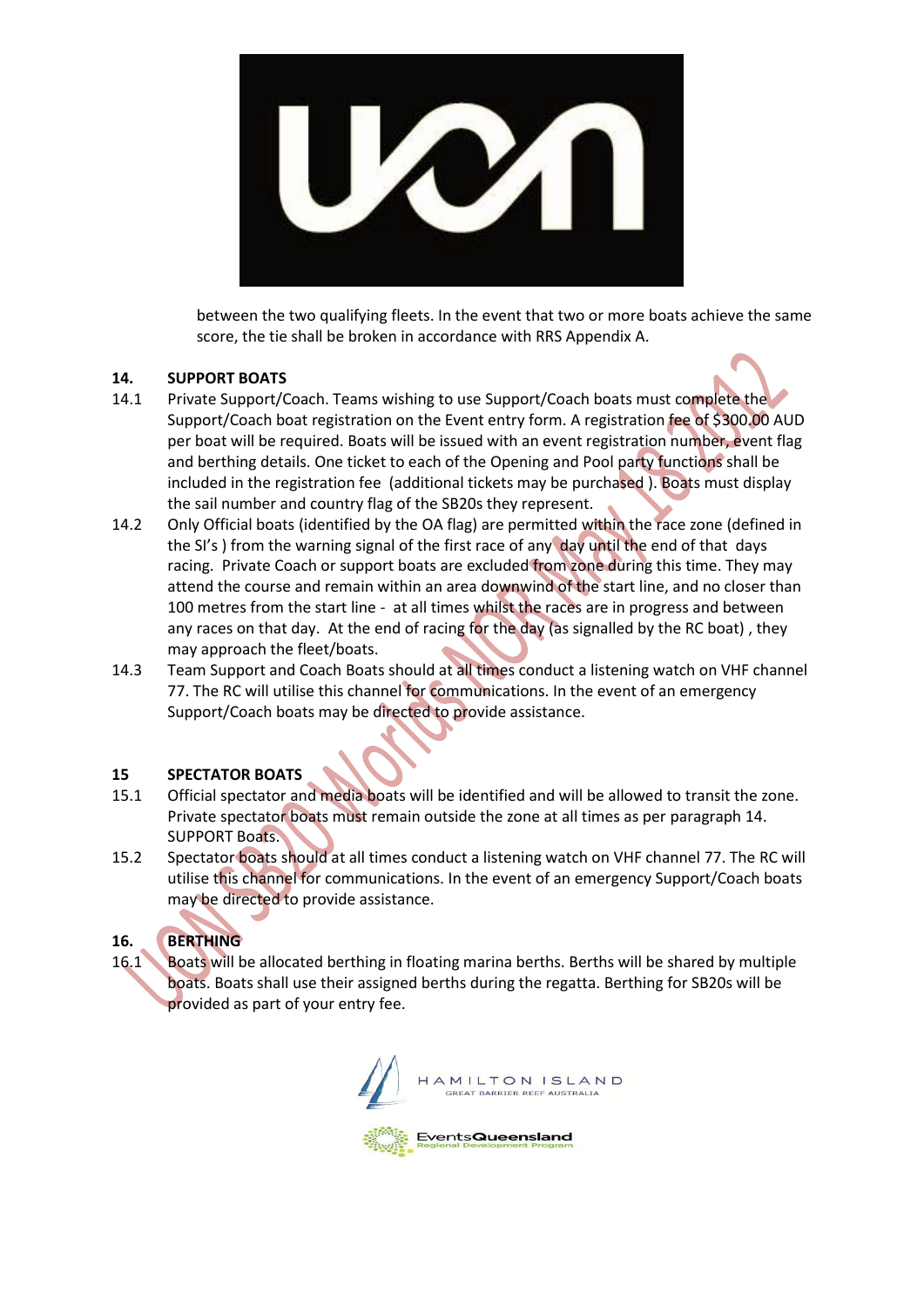between the two qualifying fleets. In the event that two or more boats achieve the same score, the tie shall be broken in accordance with RRS Appendix A.

## 14. SUPPORT BOATS

14.1 Private Support/Coach. Teams wishing to use Support/Coach boats must complete the Support/Coach boat registration on the Event entry form. A registration fee of $300.00 AUD per boat will be required. Boats will be issued with an event registration number, event flag and berthing details. One ticket to each of the Opening and Pool party functions shall be included in the registration fee (additional tickets may be purchased ). Boats must display the sail number and country flag of the SB20s they represent.

14.2 Only Official boats (identified by the OA flag) are permitted within the race zone (defined in the SI's ) from the warning signal of the first race of any day until the end of that days racing. Private Coach or support boats are excluded from zone during this time. They may attend the course and remain within an area downwind of the start line, and no closer than 100 metres from the start line - at all times whilst the races are in progress and between any races on that day. At the end of racing for the day (as signalled by the RC boat) , they may approach the fleet/boats.

14.3 Team Support and Coach Boats should at all times conduct a listening watch on VHF channel 77. The RC will utilise this channel for communications. In the event of an emergency Support/Coach boats may be directed to provide assistance.

## 15 SPECTATOR BOATS

15.1 Official spectator and media boats will be identified and will be allowed to transit the zone. Private spectator boats must remain outside the zone at all times as per paragraph 14. SUPPORT Boats.

15.2 Spectator boats should at all times conduct a listening watch on VHF channel 77. The RC will utilise this channel for communications. In the event of an emergency Support/Coach boats may be directed to provide assistance.

## 16. BERTHING

16.1 Boats will be allocated berthing in floating marina berths. Berths will be shared by multiple boats. Boats shall use their assigned berths during the regatta. Berthing for SB20s will be provided as part of your entry fee.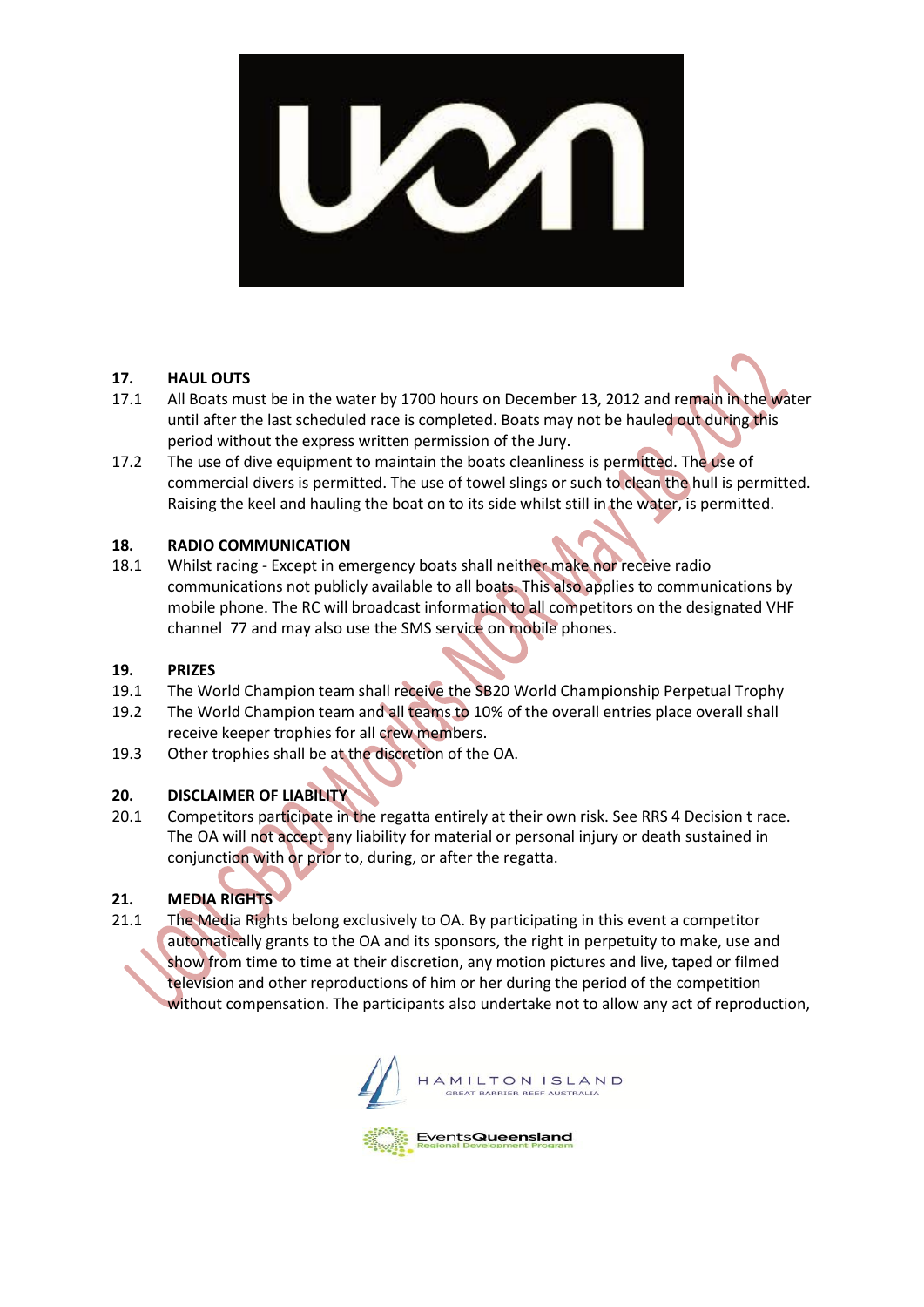## 17. HAUL OUTS

17.1 All Boats must be in the water by 1700 hours on December 13, 2012 and remain in the water until after the last scheduled race is completed. Boats may not be hauled out during this period without the express written permission of the Jury.

17.2 The use of dive equipment to maintain the boats cleanliness is permitted. The use of commercial divers is permitted. The use of towel slings or such to clean the hull is permitted. Raising the keel and hauling the boat on to its side whilst still in the water, is permitted.

## 18. RADIO COMMUNICATION

18.1 Whilst racing - Except in emergency boats shall neither make nor receive radio communications not publicly available to all boats. This also applies to communications by mobile phone. The RC will broadcast information to all competitors on the designated VHF channel 77 and may also use the SMS service on mobile phones.

## 19. PRIZES

19.1 The World Champion team shall receive the SB20 World Championship Perpetual Trophy

19.2 The World Champion team and all teams to 10% of the overall entries place overall shall receive keeper trophies for all crew members.

19.3 Other trophies shall be at the discretion of the OA.

## 20. DISCLAIMER OF LIABILITY

20.1 Competitors participate in the regatta entirely at their own risk. See RRS 4 Decision t race. The OA will not accept any liability for material or personal injury or death sustained in conjunction with or prior to, during, or after the regatta.

## 21. MEDIA RIGHTS

21.1 The Media Rights belong exclusively to OA. By participating in this event a competitor automatically grants to the OA and its sponsors, the right in perpetuity to make, use and show from time to time at their discretion, any motion pictures and live, taped or filmed television and other reproductions of him or her during the period of the competition without compensation. The participants also undertake not to allow any act of reproduction,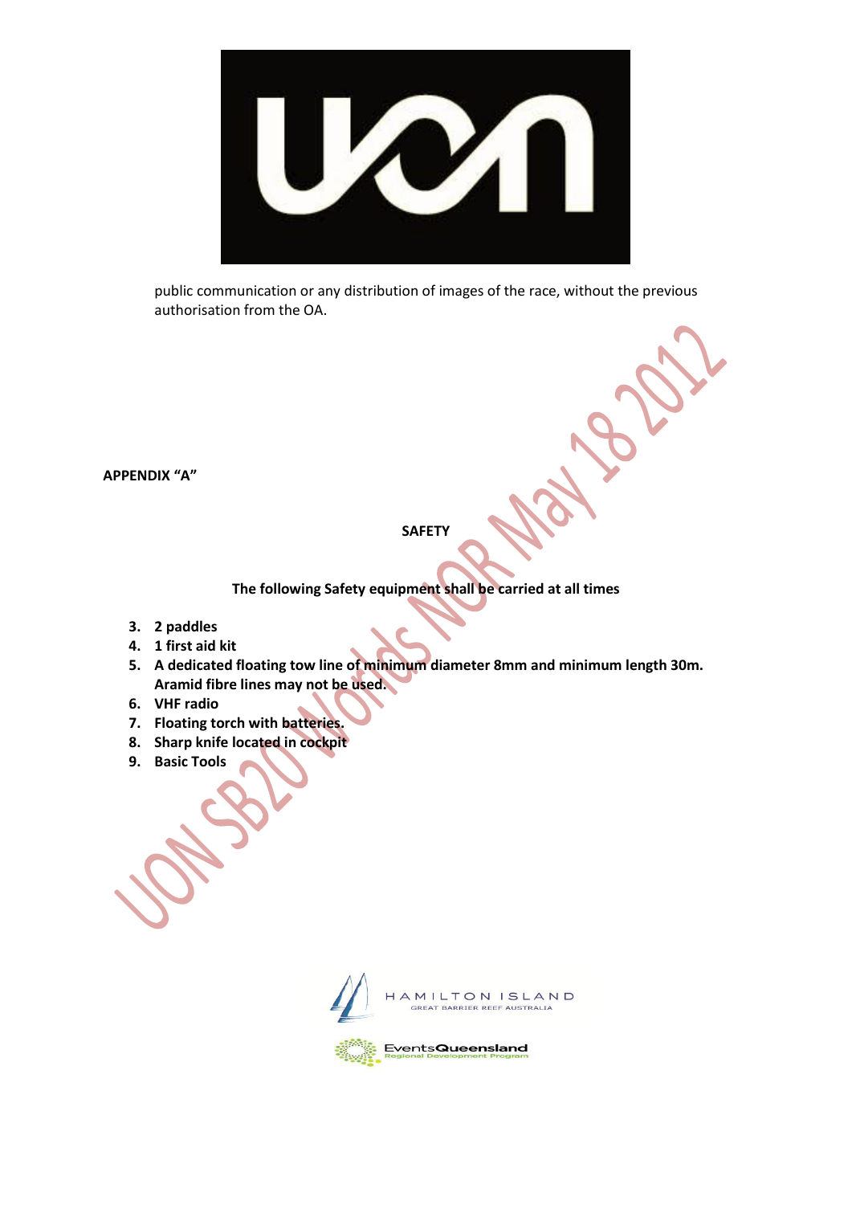public communication or any distribution of images of the race, without the previous authorisation from the OA.

**APPENDIX "A"**

**SAFETY**

**The following Safety equipment shall be carried at all times**

3. **2 paddles**
4. **1 first aid kit**
5. **A dedicated floating tow line of minimum diameter 8mm and minimum length 30m. Aramid fibre lines may not be used.**
6. **VHF radio**
7. **Floating torch with batteries.**
8. **Sharp knife located in cockpit**
9. **Basic Tools**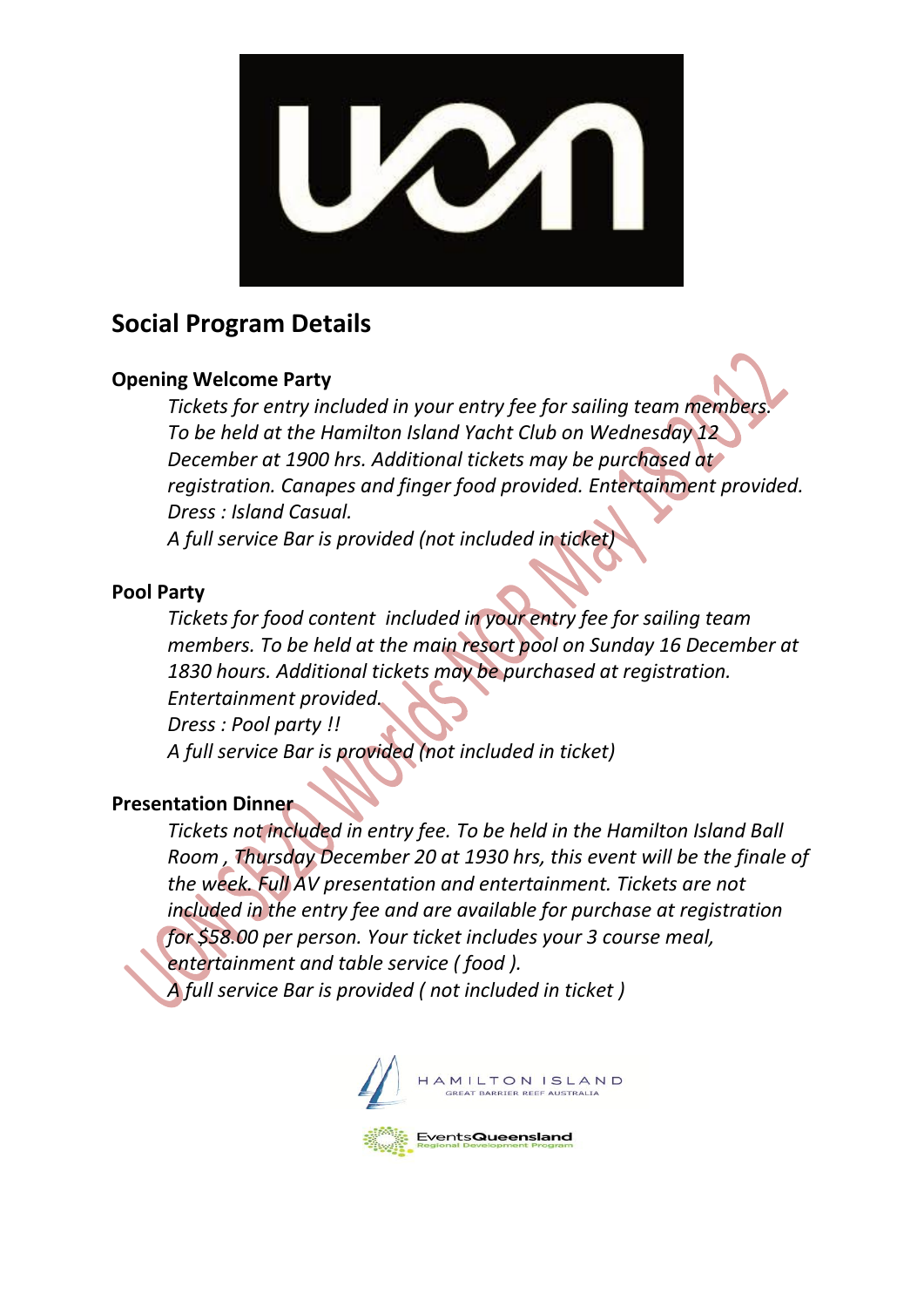## Social Program Details

### Opening Welcome Party

*Tickets for entry included in your entry fee for sailing team members. To be held at the Hamilton Island Yacht Club on Wednesday 12 December at 1900 hrs. Additional tickets may be purchased at registration. Canapes and finger food provided. Entertainment provided.*
*Dress : Island Casual.*
*A full service Bar is provided (not included in ticket)*

### Pool Party

*Tickets for food content included in your entry fee for sailing team members. To be held at the main resort pool on Sunday 16 December at 1830 hours. Additional tickets may be purchased at registration.*
*Entertainment provided.*
*Dress : Pool party !!*
*A full service Bar is provided (not included in ticket)*

### Presentation Dinner

*Tickets not included in entry fee. To be held in the Hamilton Island Ball Room , Thursday December 20 at 1930 hrs, this event will be the finale of the week. Full AV presentation and entertainment. Tickets are not included in the entry fee and are available for purchase at registration for $58.00 per person. Your ticket includes your 3 course meal, entertainment and table service ( food ).*
*A full service Bar is provided ( not included in ticket )*

HAMILTON ISLAND
GREAT BARRIER REEF AUSTRALIA

EventsQueensland
Regional Development Program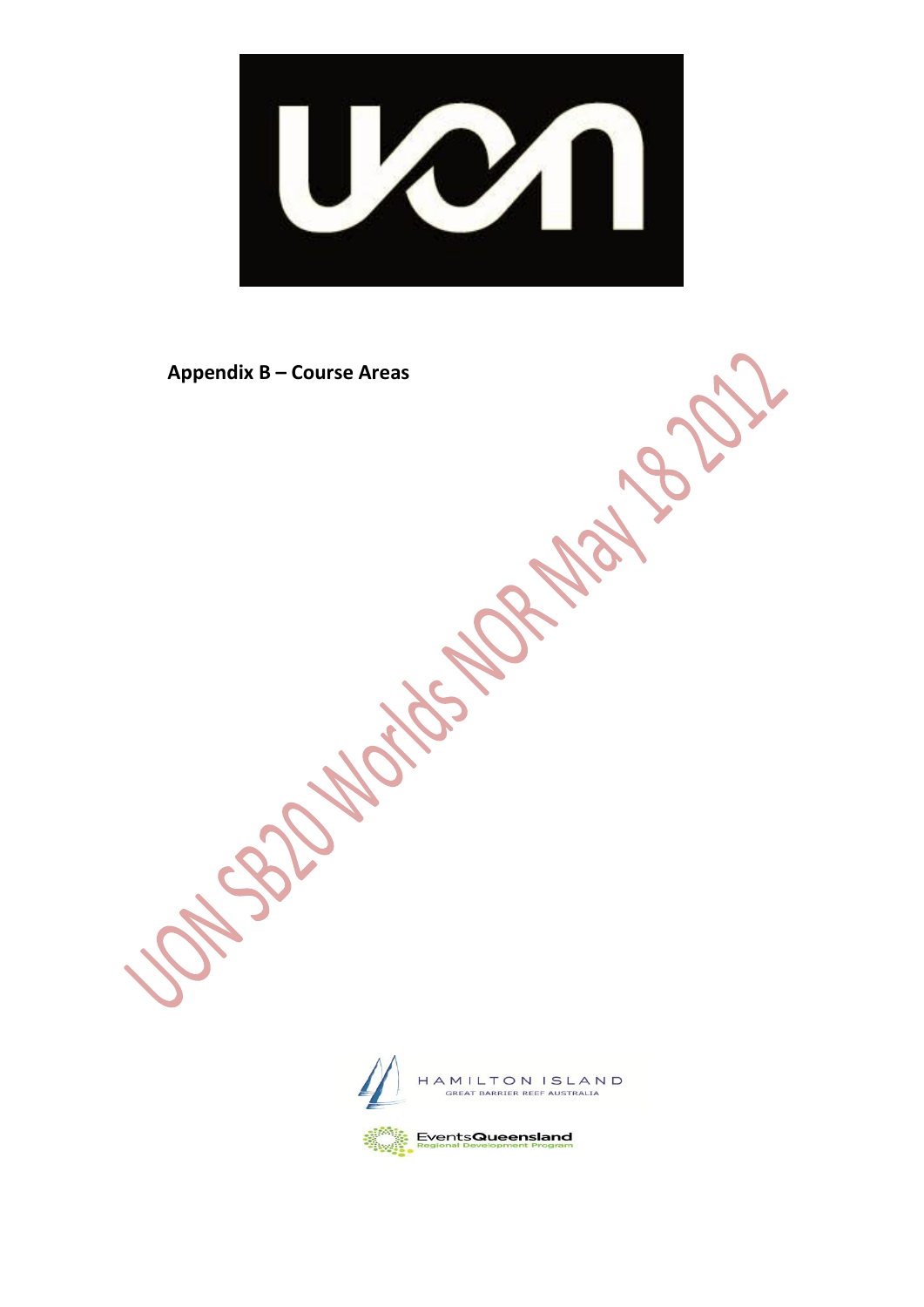**Appendix B – Course Areas**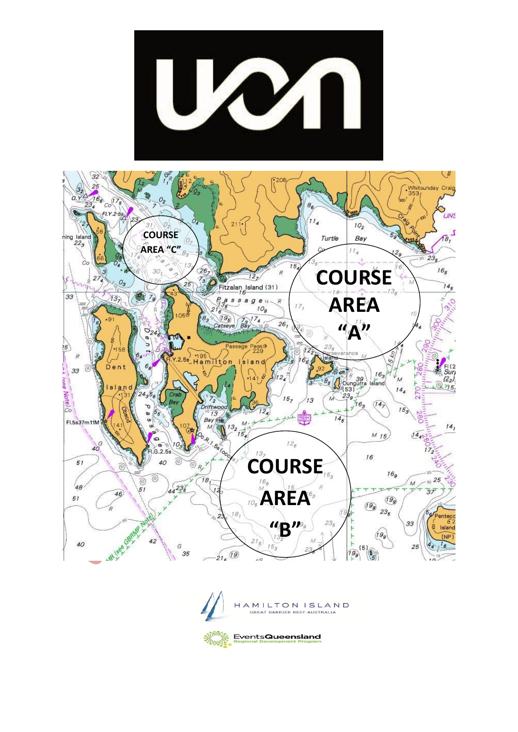COURSE AREA "C"

COURSE AREA "A"

COURSE AREA "B"

HAMILTON ISLAND
GREAT BARRIER REEF AUSTRALIA

EventsQueensland
Regional Development Program